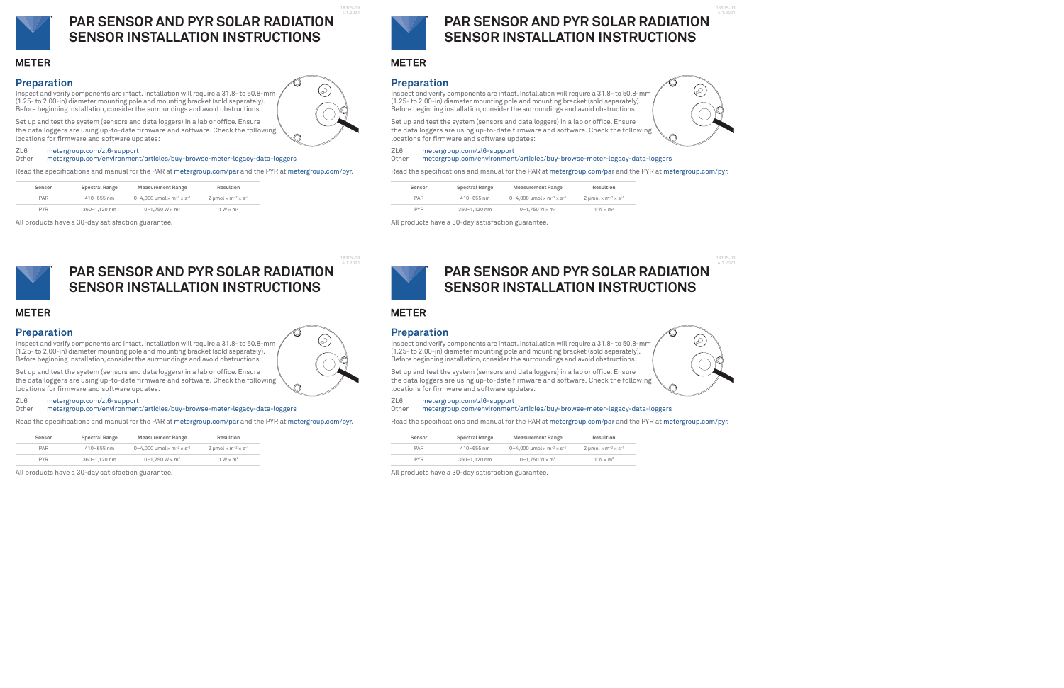# PAR SENSOR AND PYR SOLAR RADIATION SENSOR INSTALLATION INSTRUCTIONS

METER

## Preparation

Inspect and verify components are intact. Installation will require a 31.8- to 50.8-mm (1.25- to 2.00-in) diameter mounting pole and mounting bracket (sold separately). Before beginning installation, consider the surroundings and avoid obstructions.

Set up and test the system (sensors and data loggers) in a lab or office. Ensure the data loggers are using up-to-date firmware and software. Check the following locations for firmware and software updates:

ZL6 metergroup.com/zl6-support
Other metergroup.com/environment/articles/buy-browse-meter-legacy-data-loggers

Read the specifications and manual for the PAR at metergroup.com/par and the PYR at metergroup.com/pyr.

| Sensor | Spectral Range | Measurement Range | Resultion |
|---|---|---|---|
| PAR | 410–655 nm | 0–4,000 µmol × $m^{-2}$ × $s^{-1}$ | 2 µmol × $m^{-2}$ × $s^{-1}$ |
| PYR | 360–1,120 nm | 0–1,750 W × $m^2$ | 1 W × $m^2$ |

All products have a 30-day satisfaction guarantee.

# PAR SENSOR AND PYR SOLAR RADIATION SENSOR INSTALLATION INSTRUCTIONS

METER

## Preparation

Inspect and verify components are intact. Installation will require a 31.8- to 50.8-mm (1.25- to 2.00-in) diameter mounting pole and mounting bracket (sold separately). Before beginning installation, consider the surroundings and avoid obstructions.

Set up and test the system (sensors and data loggers) in a lab or office. Ensure the data loggers are using up-to-date firmware and software. Check the following locations for firmware and software updates:

ZL6 metergroup.com/zl6-support
Other metergroup.com/environment/articles/buy-browse-meter-legacy-data-loggers

Read the specifications and manual for the PAR at metergroup.com/par and the PYR at metergroup.com/pyr.

| Sensor | Spectral Range | Measurement Range | Resultion |
|---|---|---|---|
| PAR | 410–655 nm | 0–4,000 µmol × $m^{-2}$ × $s^{-1}$ | 2 µmol × $m^{-2}$ × $s^{-1}$ |
| PYR | 360–1,120 nm | 0–1,750 W × $m^2$ | 1 W × $m^2$ |

All products have a 30-day satisfaction guarantee.

# PAR SENSOR AND PYR SOLAR RADIATION SENSOR INSTALLATION INSTRUCTIONS

METER

## Preparation

Inspect and verify components are intact. Installation will require a 31.8- to 50.8-mm (1.25- to 2.00-in) diameter mounting pole and mounting bracket (sold separately). Before beginning installation, consider the surroundings and avoid obstructions.

Set up and test the system (sensors and data loggers) in a lab or office. Ensure the data loggers are using up-to-date firmware and software. Check the following locations for firmware and software updates:

ZL6 metergroup.com/zl6-support
Other metergroup.com/environment/articles/buy-browse-meter-legacy-data-loggers

Read the specifications and manual for the PAR at metergroup.com/par and the PYR at metergroup.com/pyr.

| Sensor | Spectral Range | Measurement Range | Resultion |
|---|---|---|---|
| PAR | 410–655 nm | 0–4,000 µmol × $m^{-2}$ × $s^{-1}$ | 2 µmol × $m^{-2}$ × $s^{-1}$ |
| PYR | 360–1,120 nm | 0–1,750 W × $m^2$ | 1 W × $m^2$ |

All products have a 30-day satisfaction guarantee.

# PAR SENSOR AND PYR SOLAR RADIATION SENSOR INSTALLATION INSTRUCTIONS

METER

## Preparation

Inspect and verify components are intact. Installation will require a 31.8- to 50.8-mm (1.25- to 2.00-in) diameter mounting pole and mounting bracket (sold separately). Before beginning installation, consider the surroundings and avoid obstructions.

Set up and test the system (sensors and data loggers) in a lab or office. Ensure the data loggers are using up-to-date firmware and software. Check the following locations for firmware and software updates:

ZL6 metergroup.com/zl6-support
Other metergroup.com/environment/articles/buy-browse-meter-legacy-data-loggers

Read the specifications and manual for the PAR at metergroup.com/par and the PYR at metergroup.com/pyr.

| Sensor | Spectral Range | Measurement Range | Resultion |
|---|---|---|---|
| PAR | 410–655 nm | 0–4,000 µmol × $m^{-2}$ × $s^{-1}$ | 2 µmol × $m^{-2}$ × $s^{-1}$ |
| PYR | 360–1,120 nm | 0–1,750 W × $m^2$ | 1 W × $m^2$ |

All products have a 30-day satisfaction guarantee.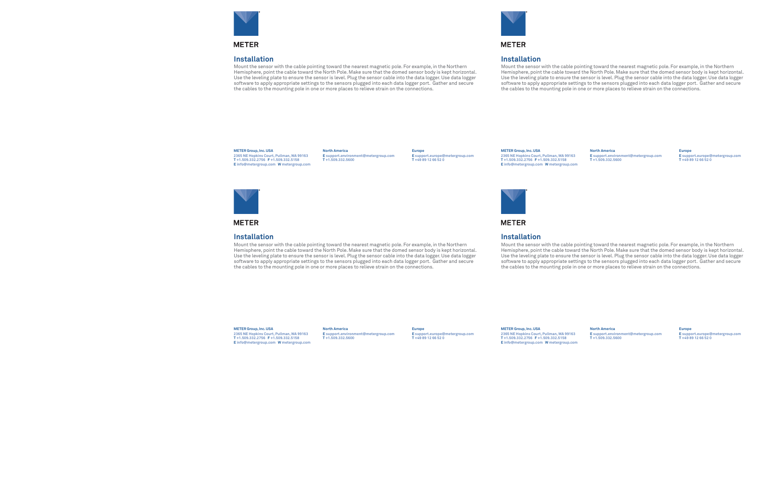METER

## Installation

Mount the sensor with the cable pointing toward the nearest magnetic pole. For example, in the Northern Hemisphere, point the cable toward the North Pole. Make sure that the domed sensor body is kept horizontal. Use the leveling plate to ensure the sensor is level. Plug the sensor cable into the data logger. Use data logger software to apply appropriate settings to the sensors plugged into each data logger port. Gather and secure the cables to the mounting pole in one or more places to relieve strain on the connections.

**METER Group, Inc. USA**
2365 NE Hopkins Court, Pullman, WA 99163
**T** +1.509.332.2756 **F** +1.509.332.5158
**E** info@metergroup.com **W** metergroup.com

**North America**
**E** support.environment@metergroup.com
**T** +1.509.332.5600

**Europe**
**E** support.europe@metergroup.com
**T** +49 89 12 66 52 0

METER

## Installation

Mount the sensor with the cable pointing toward the nearest magnetic pole. For example, in the Northern Hemisphere, point the cable toward the North Pole. Make sure that the domed sensor body is kept horizontal. Use the leveling plate to ensure the sensor is level. Plug the sensor cable into the data logger. Use data logger software to apply appropriate settings to the sensors plugged into each data logger port. Gather and secure the cables to the mounting pole in one or more places to relieve strain on the connections.

**METER Group, Inc. USA**
2365 NE Hopkins Court, Pullman, WA 99163
**T** +1.509.332.2756 **F** +1.509.332.5158
**E** info@metergroup.com **W** metergroup.com

**North America**
**E** support.environment@metergroup.com
**T** +1.509.332.5600

**Europe**
**E** support.europe@metergroup.com
**T** +49 89 12 66 52 0

METER

## Installation

Mount the sensor with the cable pointing toward the nearest magnetic pole. For example, in the Northern Hemisphere, point the cable toward the North Pole. Make sure that the domed sensor body is kept horizontal. Use the leveling plate to ensure the sensor is level. Plug the sensor cable into the data logger. Use data logger software to apply appropriate settings to the sensors plugged into each data logger port. Gather and secure the cables to the mounting pole in one or more places to relieve strain on the connections.

**METER Group, Inc. USA**
2365 NE Hopkins Court, Pullman, WA 99163
**T** +1.509.332.2756 **F** +1.509.332.5158
**E** info@metergroup.com **W** metergroup.com

**North America**
**E** support.environment@metergroup.com
**T** +1.509.332.5600

**Europe**
**E** support.europe@metergroup.com
**T** +49 89 12 66 52 0

METER

## Installation

Mount the sensor with the cable pointing toward the nearest magnetic pole. For example, in the Northern Hemisphere, point the cable toward the North Pole. Make sure that the domed sensor body is kept horizontal. Use the leveling plate to ensure the sensor is level. Plug the sensor cable into the data logger. Use data logger software to apply appropriate settings to the sensors plugged into each data logger port. Gather and secure the cables to the mounting pole in one or more places to relieve strain on the connections.

**METER Group, Inc. USA**
2365 NE Hopkins Court, Pullman, WA 99163
**T** +1.509.332.2756 **F** +1.509.332.5158
**E** info@metergroup.com **W** metergroup.com

**North America**
**E** support.environment@metergroup.com
**T** +1.509.332.5600

**Europe**
**E** support.europe@metergroup.com
**T** +49 89 12 66 52 0